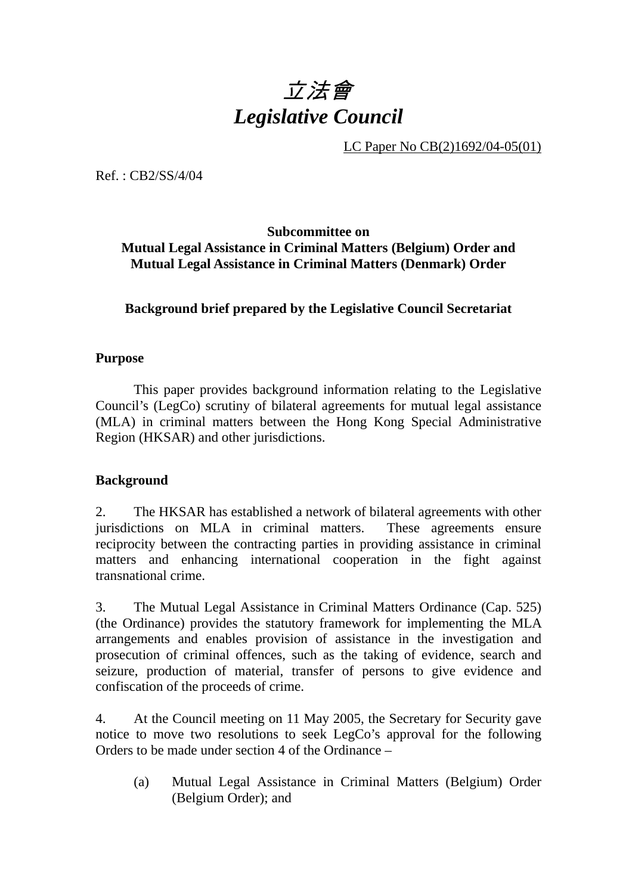# *立法會*
# *Legislative Council*

LC Paper No CB(2)1692/04-05(01)

Ref. : CB2/SS/4/04

**Subcommittee on**
**Mutual Legal Assistance in Criminal Matters (Belgium) Order and**
**Mutual Legal Assistance in Criminal Matters (Denmark) Order**

**Background brief prepared by the Legislative Council Secretariat**

## Purpose

This paper provides background information relating to the Legislative Council's (LegCo) scrutiny of bilateral agreements for mutual legal assistance (MLA) in criminal matters between the Hong Kong Special Administrative Region (HKSAR) and other jurisdictions.

## Background

2. The HKSAR has established a network of bilateral agreements with other jurisdictions on MLA in criminal matters. These agreements ensure reciprocity between the contracting parties in providing assistance in criminal matters and enhancing international cooperation in the fight against transnational crime.

3. The Mutual Legal Assistance in Criminal Matters Ordinance (Cap. 525) (the Ordinance) provides the statutory framework for implementing the MLA arrangements and enables provision of assistance in the investigation and prosecution of criminal offences, such as the taking of evidence, search and seizure, production of material, transfer of persons to give evidence and confiscation of the proceeds of crime.

4. At the Council meeting on 11 May 2005, the Secretary for Security gave notice to move two resolutions to seek LegCo's approval for the following Orders to be made under section 4 of the Ordinance –

(a) Mutual Legal Assistance in Criminal Matters (Belgium) Order (Belgium Order); and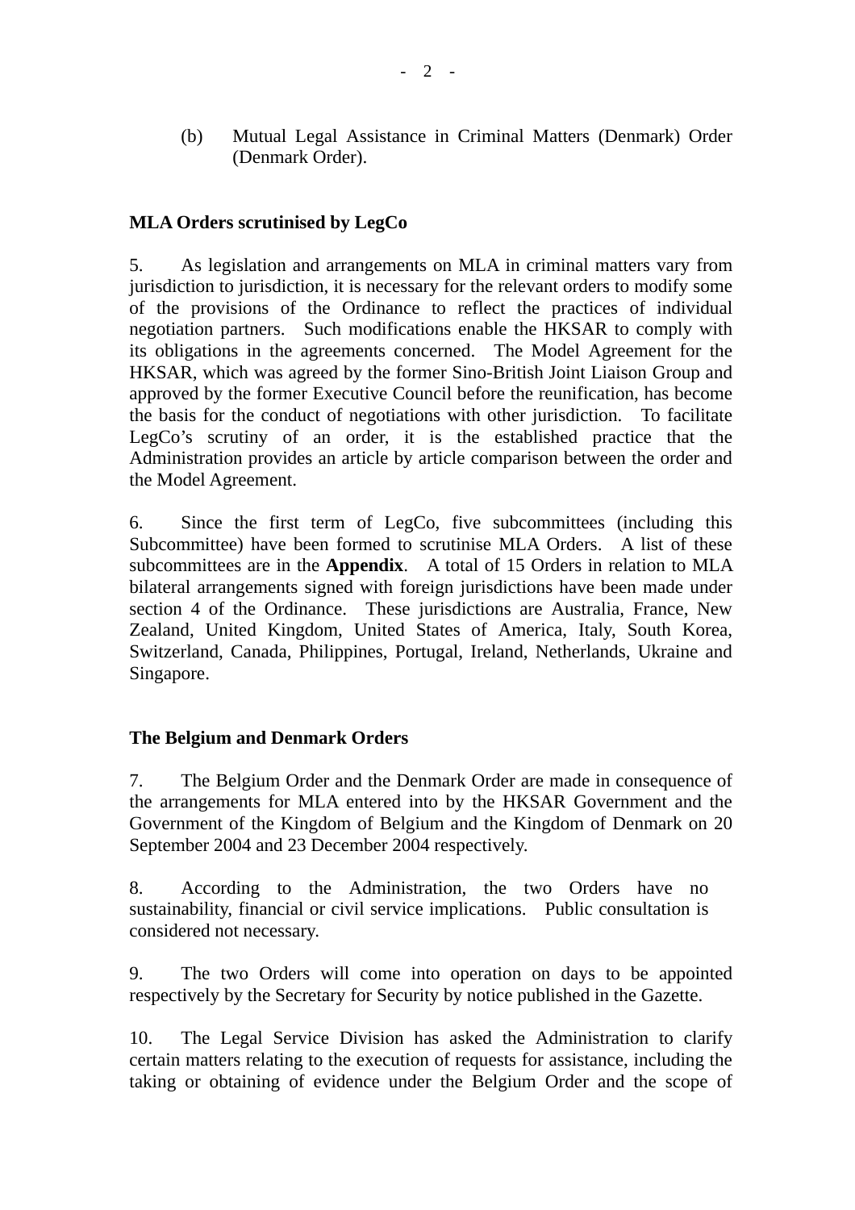(b) Mutual Legal Assistance in Criminal Matters (Denmark) Order (Denmark Order).

**MLA Orders scrutinised by LegCo**

5. As legislation and arrangements on MLA in criminal matters vary from jurisdiction to jurisdiction, it is necessary for the relevant orders to modify some of the provisions of the Ordinance to reflect the practices of individual negotiation partners. Such modifications enable the HKSAR to comply with its obligations in the agreements concerned. The Model Agreement for the HKSAR, which was agreed by the former Sino-British Joint Liaison Group and approved by the former Executive Council before the reunification, has become the basis for the conduct of negotiations with other jurisdiction. To facilitate LegCo's scrutiny of an order, it is the established practice that the Administration provides an article by article comparison between the order and the Model Agreement.

6. Since the first term of LegCo, five subcommittees (including this Subcommittee) have been formed to scrutinise MLA Orders. A list of these subcommittees are in the **Appendix**. A total of 15 Orders in relation to MLA bilateral arrangements signed with foreign jurisdictions have been made under section 4 of the Ordinance. These jurisdictions are Australia, France, New Zealand, United Kingdom, United States of America, Italy, South Korea, Switzerland, Canada, Philippines, Portugal, Ireland, Netherlands, Ukraine and Singapore.

**The Belgium and Denmark Orders**

7. The Belgium Order and the Denmark Order are made in consequence of the arrangements for MLA entered into by the HKSAR Government and the Government of the Kingdom of Belgium and the Kingdom of Denmark on 20 September 2004 and 23 December 2004 respectively.

8. According to the Administration, the two Orders have no sustainability, financial or civil service implications. Public consultation is considered not necessary.

9. The two Orders will come into operation on days to be appointed respectively by the Secretary for Security by notice published in the Gazette.

10. The Legal Service Division has asked the Administration to clarify certain matters relating to the execution of requests for assistance, including the taking or obtaining of evidence under the Belgium Order and the scope of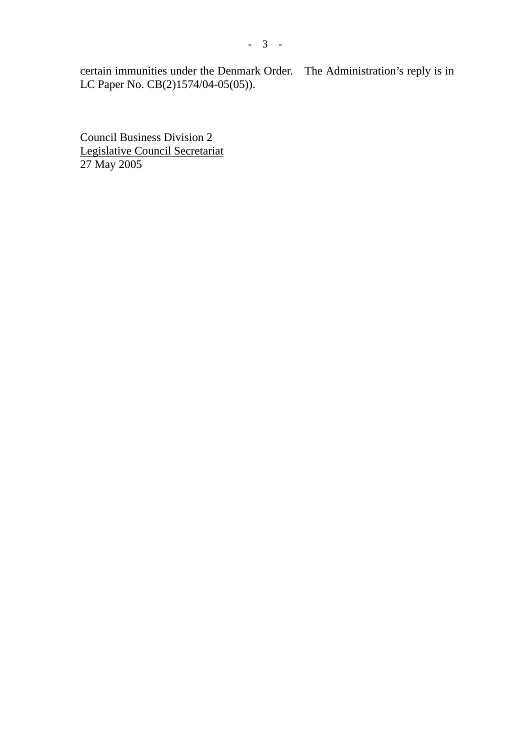certain immunities under the Denmark Order. The Administration's reply is in LC Paper No. CB(2)1574/04-05(05)).

Council Business Division 2
Legislative Council Secretariat
27 May 2005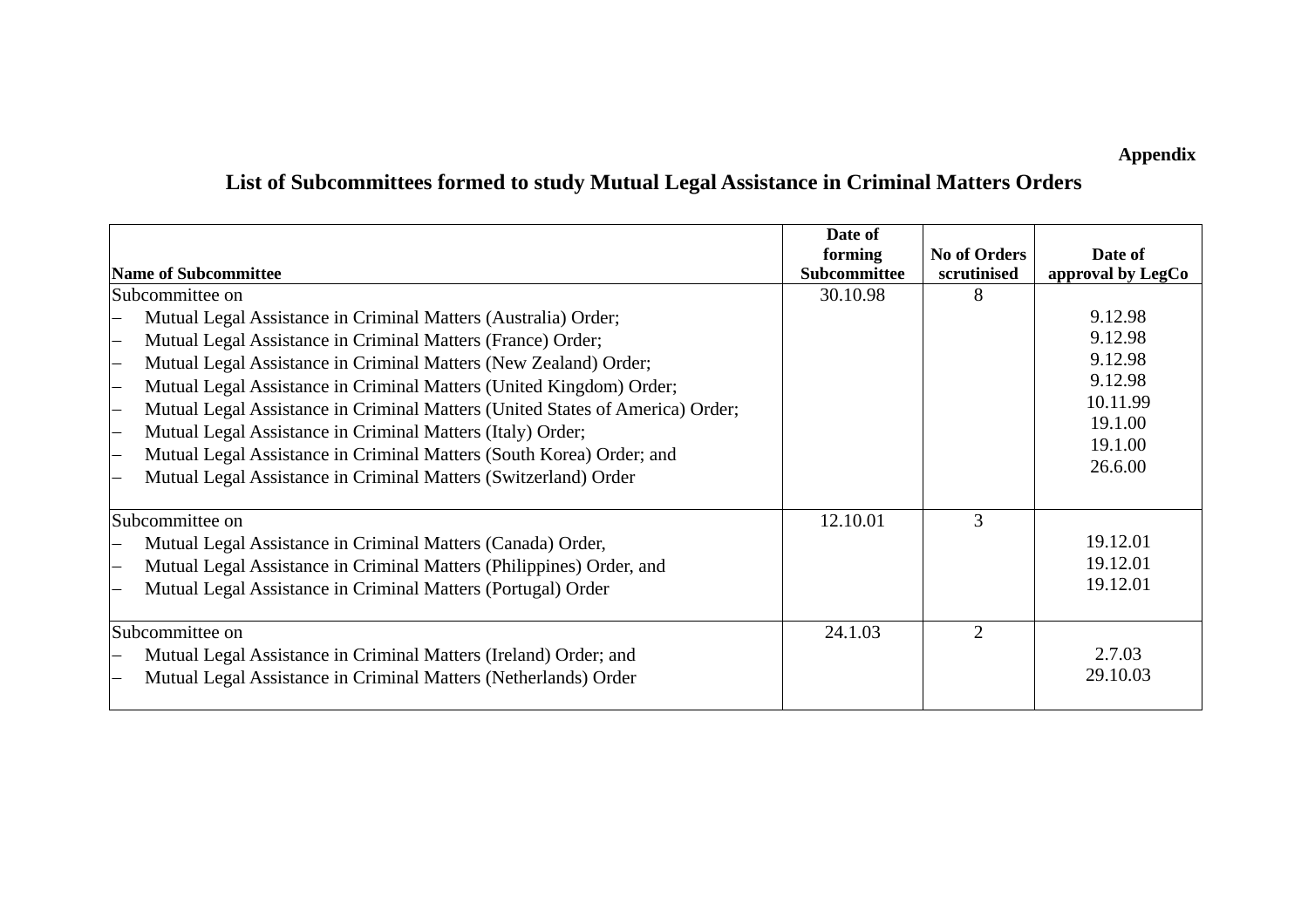**Appendix**

## List of Subcommittees formed to study Mutual Legal Assistance in Criminal Matters Orders

| Name of Subcommittee | Date of forming Subcommittee | No of Orders scrutinised | Date of approval by LegCo |
|---|---|---|---|
| Subcommittee on | 30.10.98 | 8 | |
| – Mutual Legal Assistance in Criminal Matters (Australia) Order; | | | 9.12.98 |
| – Mutual Legal Assistance in Criminal Matters (France) Order; | | | 9.12.98 |
| – Mutual Legal Assistance in Criminal Matters (New Zealand) Order; | | | 9.12.98 |
| – Mutual Legal Assistance in Criminal Matters (United Kingdom) Order; | | | 9.12.98 |
| – Mutual Legal Assistance in Criminal Matters (United States of America) Order; | | | 10.11.99 |
| – Mutual Legal Assistance in Criminal Matters (Italy) Order; | | | 19.1.00 |
| – Mutual Legal Assistance in Criminal Matters (South Korea) Order; and | | | 19.1.00 |
| – Mutual Legal Assistance in Criminal Matters (Switzerland) Order | | | 26.6.00 |
| Subcommittee on | 12.10.01 | 3 | |
| – Mutual Legal Assistance in Criminal Matters (Canada) Order, | | | 19.12.01 |
| – Mutual Legal Assistance in Criminal Matters (Philippines) Order, and | | | 19.12.01 |
| – Mutual Legal Assistance in Criminal Matters (Portugal) Order | | | 19.12.01 |
| Subcommittee on | 24.1.03 | 2 | |
| – Mutual Legal Assistance in Criminal Matters (Ireland) Order; and | | | 2.7.03 |
| – Mutual Legal Assistance in Criminal Matters (Netherlands) Order | | | 29.10.03 |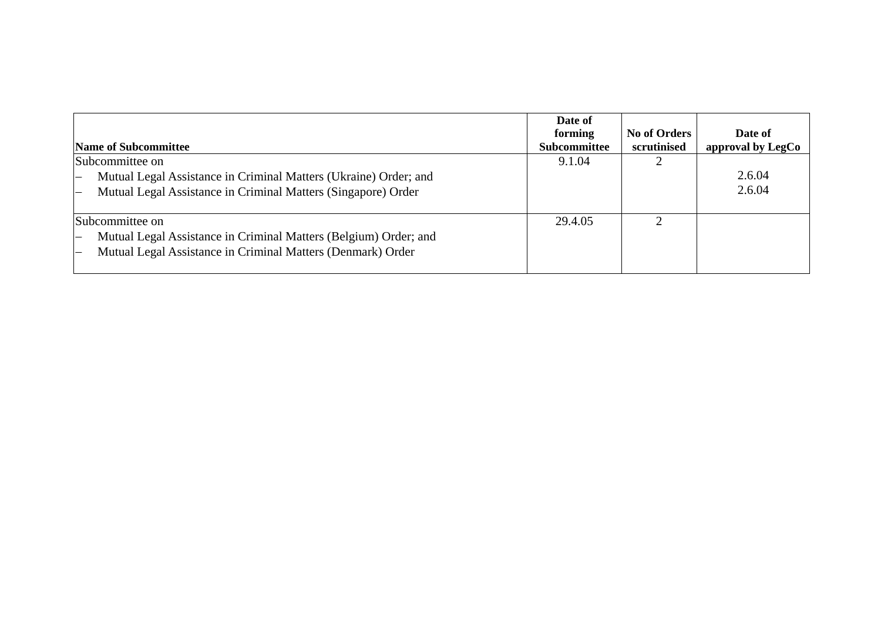| Name of Subcommittee | Date of forming Subcommittee | No of Orders scrutinised | Date of approval by LegCo |
|---|---|---|---|
| Subcommittee on<br>– Mutual Legal Assistance in Criminal Matters (Ukraine) Order; and<br>– Mutual Legal Assistance in Criminal Matters (Singapore) Order | 9.1.04 | 2 | <br>2.6.04<br>2.6.04 |
| Subcommittee on<br>– Mutual Legal Assistance in Criminal Matters (Belgium) Order; and<br>– Mutual Legal Assistance in Criminal Matters (Denmark) Order | 29.4.05 | 2 | |